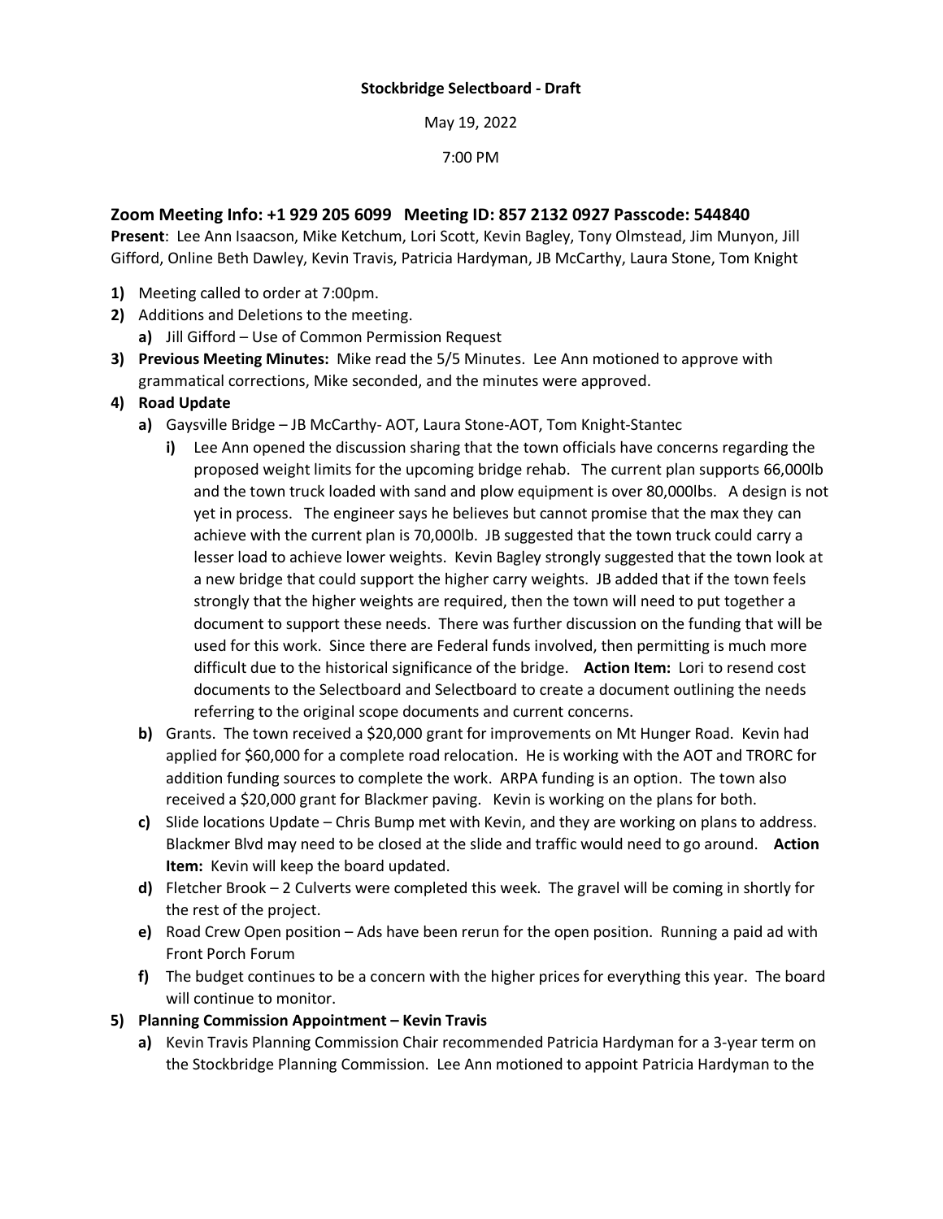**Stockbridge Selectboard - Draft**

May 19, 2022

7:00 PM

## Zoom Meeting Info: +1 929 205 6099 Meeting ID: 857 2132 0927 Passcode: 544840

**Present**: Lee Ann Isaacson, Mike Ketchum, Lori Scott, Kevin Bagley, Tony Olmstead, Jim Munyon, Jill Gifford, Online Beth Dawley, Kevin Travis, Patricia Hardyman, JB McCarthy, Laura Stone, Tom Knight

1) Meeting called to order at 7:00pm.
2) Additions and Deletions to the meeting.
   a) Jill Gifford – Use of Common Permission Request
3) **Previous Meeting Minutes:** Mike read the 5/5 Minutes. Lee Ann motioned to approve with grammatical corrections, Mike seconded, and the minutes were approved.
4) **Road Update**
   a) Gaysville Bridge – JB McCarthy- AOT, Laura Stone-AOT, Tom Knight-Stantec
      i) Lee Ann opened the discussion sharing that the town officials have concerns regarding the proposed weight limits for the upcoming bridge rehab. The current plan supports 66,000lb and the town truck loaded with sand and plow equipment is over 80,000lbs. A design is not yet in process. The engineer says he believes but cannot promise that the max they can achieve with the current plan is 70,000lb. JB suggested that the town truck could carry a lesser load to achieve lower weights. Kevin Bagley strongly suggested that the town look at a new bridge that could support the higher carry weights. JB added that if the town feels strongly that the higher weights are required, then the town will need to put together a document to support these needs. There was further discussion on the funding that will be used for this work. Since there are Federal funds involved, then permitting is much more difficult due to the historical significance of the bridge. **Action Item:** Lori to resend cost documents to the Selectboard and Selectboard to create a document outlining the needs referring to the original scope documents and current concerns.
   b) Grants. The town received a $20,000 grant for improvements on Mt Hunger Road. Kevin had applied for $60,000 for a complete road relocation. He is working with the AOT and TRORC for addition funding sources to complete the work. ARPA funding is an option. The town also received a $20,000 grant for Blackmer paving. Kevin is working on the plans for both.
   c) Slide locations Update – Chris Bump met with Kevin, and they are working on plans to address. Blackmer Blvd may need to be closed at the slide and traffic would need to go around. **Action Item:** Kevin will keep the board updated.
   d) Fletcher Brook – 2 Culverts were completed this week. The gravel will be coming in shortly for the rest of the project.
   e) Road Crew Open position – Ads have been rerun for the open position. Running a paid ad with Front Porch Forum
   f) The budget continues to be a concern with the higher prices for everything this year. The board will continue to monitor.
5) **Planning Commission Appointment – Kevin Travis**
   a) Kevin Travis Planning Commission Chair recommended Patricia Hardyman for a 3-year term on the Stockbridge Planning Commission. Lee Ann motioned to appoint Patricia Hardyman to the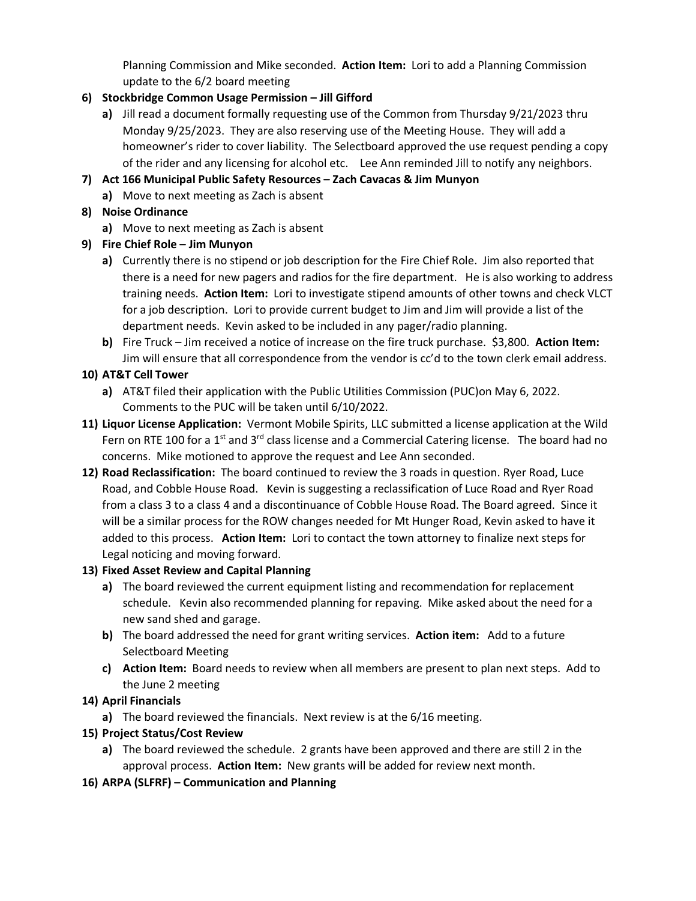Planning Commission and Mike seconded. **Action Item:** Lori to add a Planning Commission update to the 6/2 board meeting

6) **Stockbridge Common Usage Permission – Jill Gifford**
   a) Jill read a document formally requesting use of the Common from Thursday 9/21/2023 thru Monday 9/25/2023. They are also reserving use of the Meeting House. They will add a homeowner's rider to cover liability. The Selectboard approved the use request pending a copy of the rider and any licensing for alcohol etc. Lee Ann reminded Jill to notify any neighbors.

7) **Act 166 Municipal Public Safety Resources – Zach Cavacas & Jim Munyon**
   a) Move to next meeting as Zach is absent

8) **Noise Ordinance**
   a) Move to next meeting as Zach is absent

9) **Fire Chief Role – Jim Munyon**
   a) Currently there is no stipend or job description for the Fire Chief Role. Jim also reported that there is a need for new pagers and radios for the fire department. He is also working to address training needs. **Action Item:** Lori to investigate stipend amounts of other towns and check VLCT for a job description. Lori to provide current budget to Jim and Jim will provide a list of the department needs. Kevin asked to be included in any pager/radio planning.
   b) Fire Truck – Jim received a notice of increase on the fire truck purchase. $3,800. **Action Item:** Jim will ensure that all correspondence from the vendor is cc'd to the town clerk email address.

10) **AT&T Cell Tower**
    a) AT&T filed their application with the Public Utilities Commission (PUC)on May 6, 2022. Comments to the PUC will be taken until 6/10/2022.

11) **Liquor License Application:** Vermont Mobile Spirits, LLC submitted a license application at the Wild Fern on RTE 100 for a 1st and 3rd class license and a Commercial Catering license. The board had no concerns. Mike motioned to approve the request and Lee Ann seconded.

12) **Road Reclassification:** The board continued to review the 3 roads in question. Ryer Road, Luce Road, and Cobble House Road. Kevin is suggesting a reclassification of Luce Road and Ryer Road from a class 3 to a class 4 and a discontinuance of Cobble House Road. The Board agreed. Since it will be a similar process for the ROW changes needed for Mt Hunger Road, Kevin asked to have it added to this process. **Action Item:** Lori to contact the town attorney to finalize next steps for Legal noticing and moving forward.

13) **Fixed Asset Review and Capital Planning**
    a) The board reviewed the current equipment listing and recommendation for replacement schedule. Kevin also recommended planning for repaving. Mike asked about the need for a new sand shed and garage.
    b) The board addressed the need for grant writing services. **Action item:** Add to a future Selectboard Meeting
    c) **Action Item:** Board needs to review when all members are present to plan next steps. Add to the June 2 meeting

14) **April Financials**
    a) The board reviewed the financials. Next review is at the 6/16 meeting.

15) **Project Status/Cost Review**
    a) The board reviewed the schedule. 2 grants have been approved and there are still 2 in the approval process. **Action Item:** New grants will be added for review next month.

16) **ARPA (SLFRF) – Communication and Planning**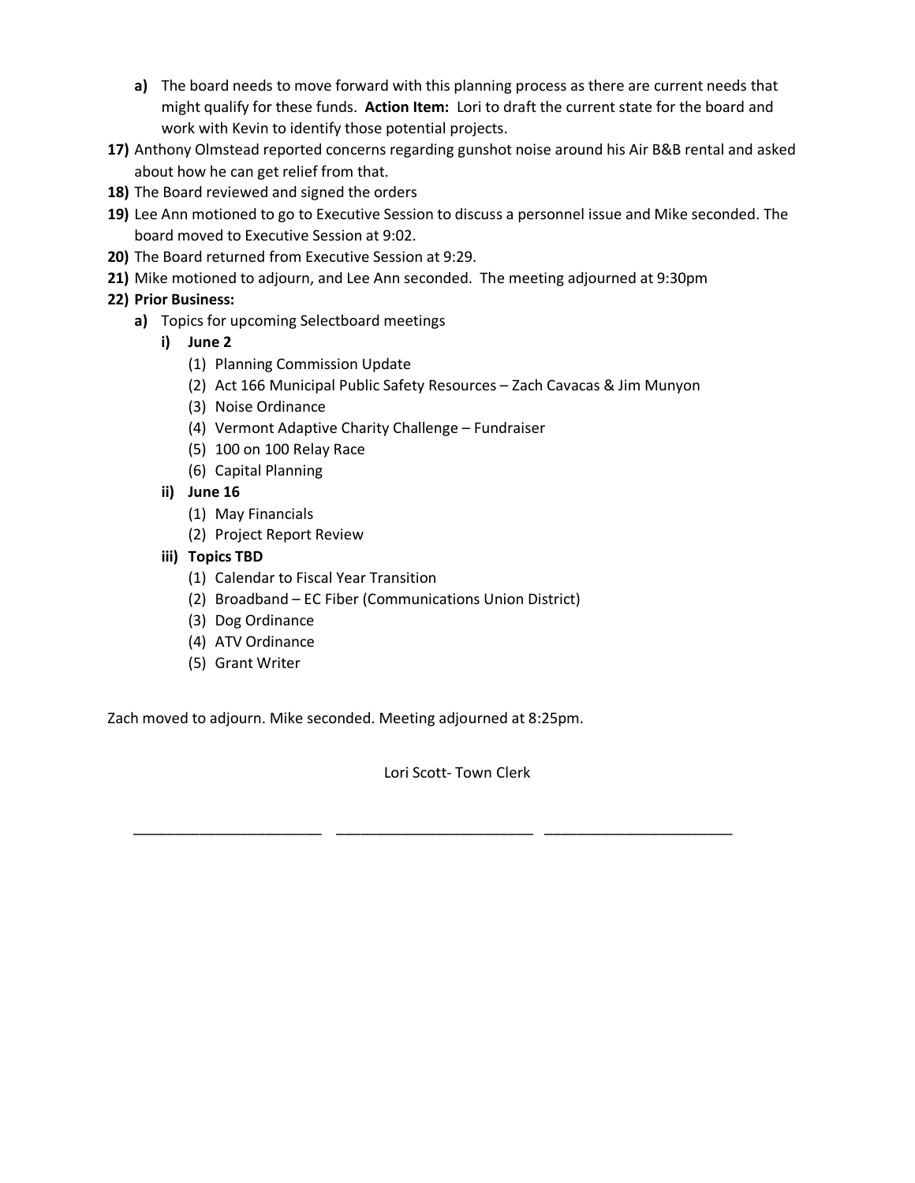a) The board needs to move forward with this planning process as there are current needs that might qualify for these funds. **Action Item:** Lori to draft the current state for the board and work with Kevin to identify those potential projects.

17) Anthony Olmstead reported concerns regarding gunshot noise around his Air B&B rental and asked about how he can get relief from that.

18) The Board reviewed and signed the orders

19) Lee Ann motioned to go to Executive Session to discuss a personnel issue and Mike seconded. The board moved to Executive Session at 9:02.

20) The Board returned from Executive Session at 9:29.

21) Mike motioned to adjourn, and Lee Ann seconded. The meeting adjourned at 9:30pm

22) **Prior Business:**

  a) Topics for upcoming Selectboard meetings

    i) **June 2**
      (1) Planning Commission Update
      (2) Act 166 Municipal Public Safety Resources – Zach Cavacas & Jim Munyon
      (3) Noise Ordinance
      (4) Vermont Adaptive Charity Challenge – Fundraiser
      (5) 100 on 100 Relay Race
      (6) Capital Planning

    ii) **June 16**
      (1) May Financials
      (2) Project Report Review

    iii) **Topics TBD**
      (1) Calendar to Fiscal Year Transition
      (2) Broadband – EC Fiber (Communications Union District)
      (3) Dog Ordinance
      (4) ATV Ordinance
      (5) Grant Writer

Zach moved to adjourn. Mike seconded. Meeting adjourned at 8:25pm.

Lori Scott- Town Clerk

_______________________ _______________________ _______________________